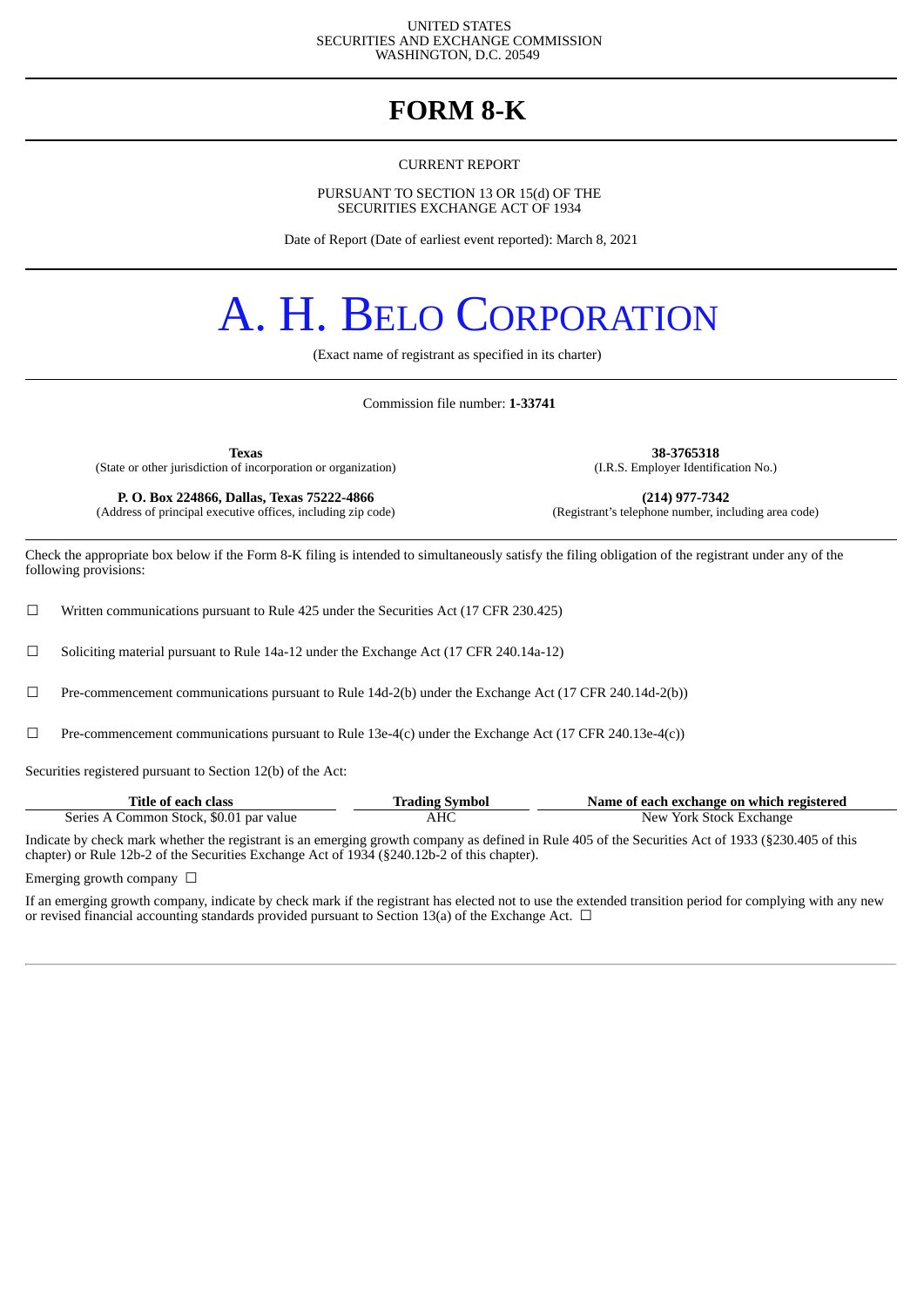UNITED STATES
SECURITIES AND EXCHANGE COMMISSION
WASHINGTON, D.C. 20549

# FORM 8-K

CURRENT REPORT

PURSUANT TO SECTION 13 OR 15(d) OF THE
SECURITIES EXCHANGE ACT OF 1934

Date of Report (Date of earliest event reported): March 8, 2021

# A. H. BELO CORPORATION

(Exact name of registrant as specified in its charter)

Commission file number: **1-33741**

| **Texas** | **38-3765318** |
|---|---|
| (State or other jurisdiction of incorporation or organization) | (I.R.S. Employer Identification No.) |
| **P. O. Box 224866, Dallas, Texas 75222-4866** | **(214) 977-7342** |
| (Address of principal executive offices, including zip code) | (Registrant's telephone number, including area code) |

Check the appropriate box below if the Form 8-K filing is intended to simultaneously satisfy the filing obligation of the registrant under any of the following provisions:

☐ Written communications pursuant to Rule 425 under the Securities Act (17 CFR 230.425)

☐ Soliciting material pursuant to Rule 14a-12 under the Exchange Act (17 CFR 240.14a-12)

☐ Pre-commencement communications pursuant to Rule 14d-2(b) under the Exchange Act (17 CFR 240.14d-2(b))

☐ Pre-commencement communications pursuant to Rule 13e-4(c) under the Exchange Act (17 CFR 240.13e-4(c))

Securities registered pursuant to Section 12(b) of the Act:

| Title of each class | Trading Symbol | Name of each exchange on which registered |
|---|---|---|
| Series A Common Stock, $0.01 par value | AHC | New York Stock Exchange |

Indicate by check mark whether the registrant is an emerging growth company as defined in Rule 405 of the Securities Act of 1933 (§230.405 of this chapter) or Rule 12b-2 of the Securities Exchange Act of 1934 (§240.12b-2 of this chapter).

Emerging growth company ☐

If an emerging growth company, indicate by check mark if the registrant has elected not to use the extended transition period for complying with any new or revised financial accounting standards provided pursuant to Section 13(a) of the Exchange Act. ☐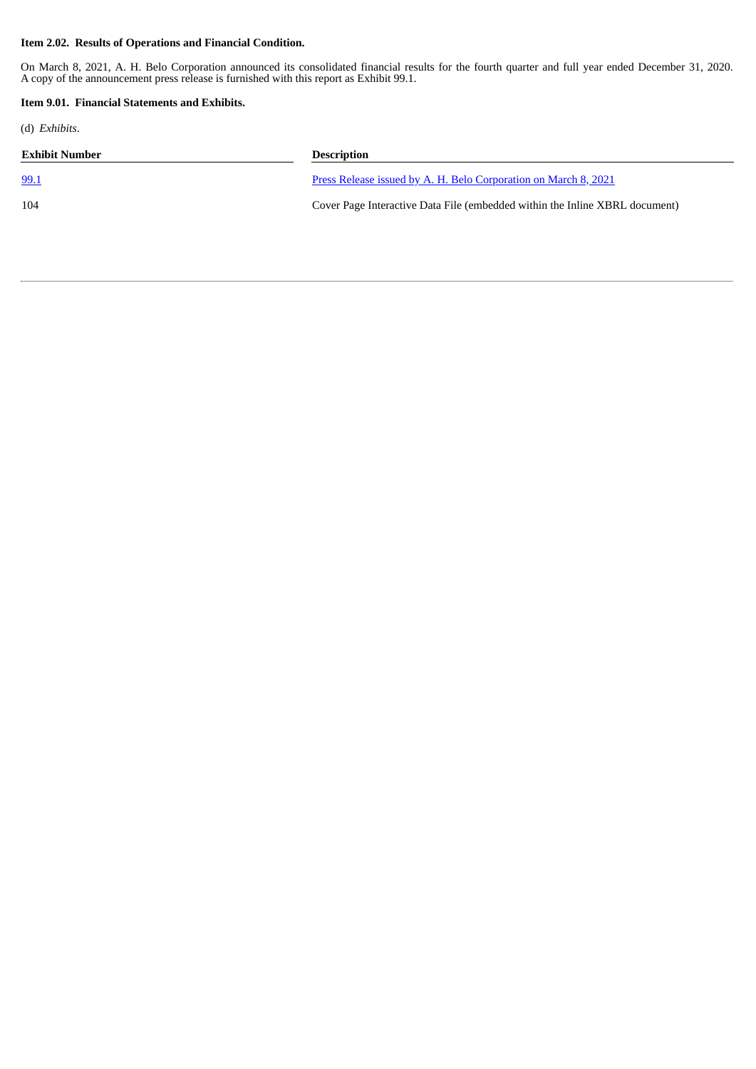**Item 2.02. Results of Operations and Financial Condition.**

On March 8, 2021, A. H. Belo Corporation announced its consolidated financial results for the fourth quarter and full year ended December 31, 2020. A copy of the announcement press release is furnished with this report as Exhibit 99.1.

**Item 9.01. Financial Statements and Exhibits.**

(d) *Exhibits*.

| Exhibit Number | Description |
| --- | --- |
| 99.1 | Press Release issued by A. H. Belo Corporation on March 8, 2021 |
| 104 | Cover Page Interactive Data File (embedded within the Inline XBRL document) |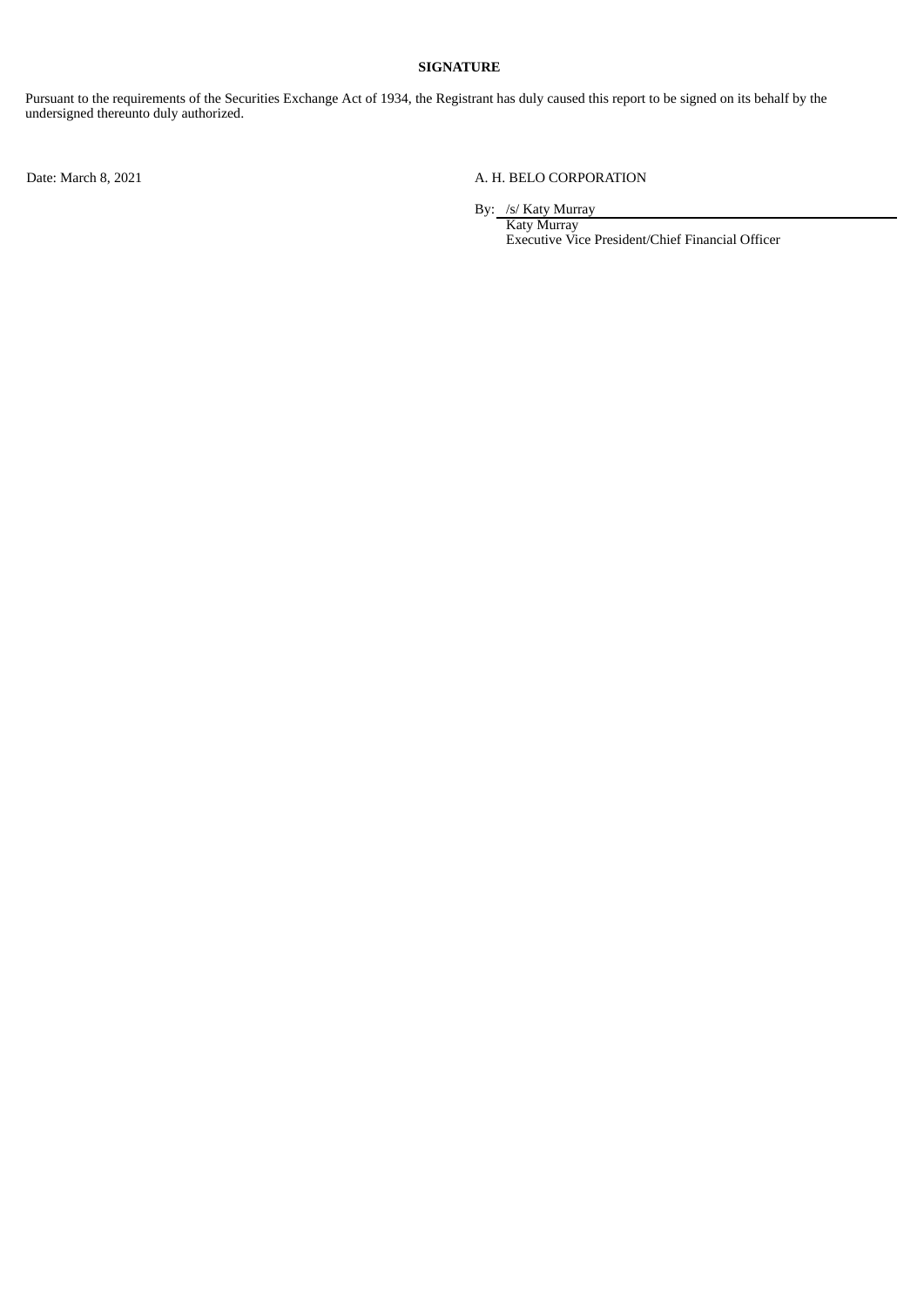**SIGNATURE**

Pursuant to the requirements of the Securities Exchange Act of 1934, the Registrant has duly caused this report to be signed on its behalf by the undersigned thereunto duly authorized.

Date: March 8, 2021

A. H. BELO CORPORATION

By: /s/ Katy Murray
Katy Murray
Executive Vice President/Chief Financial Officer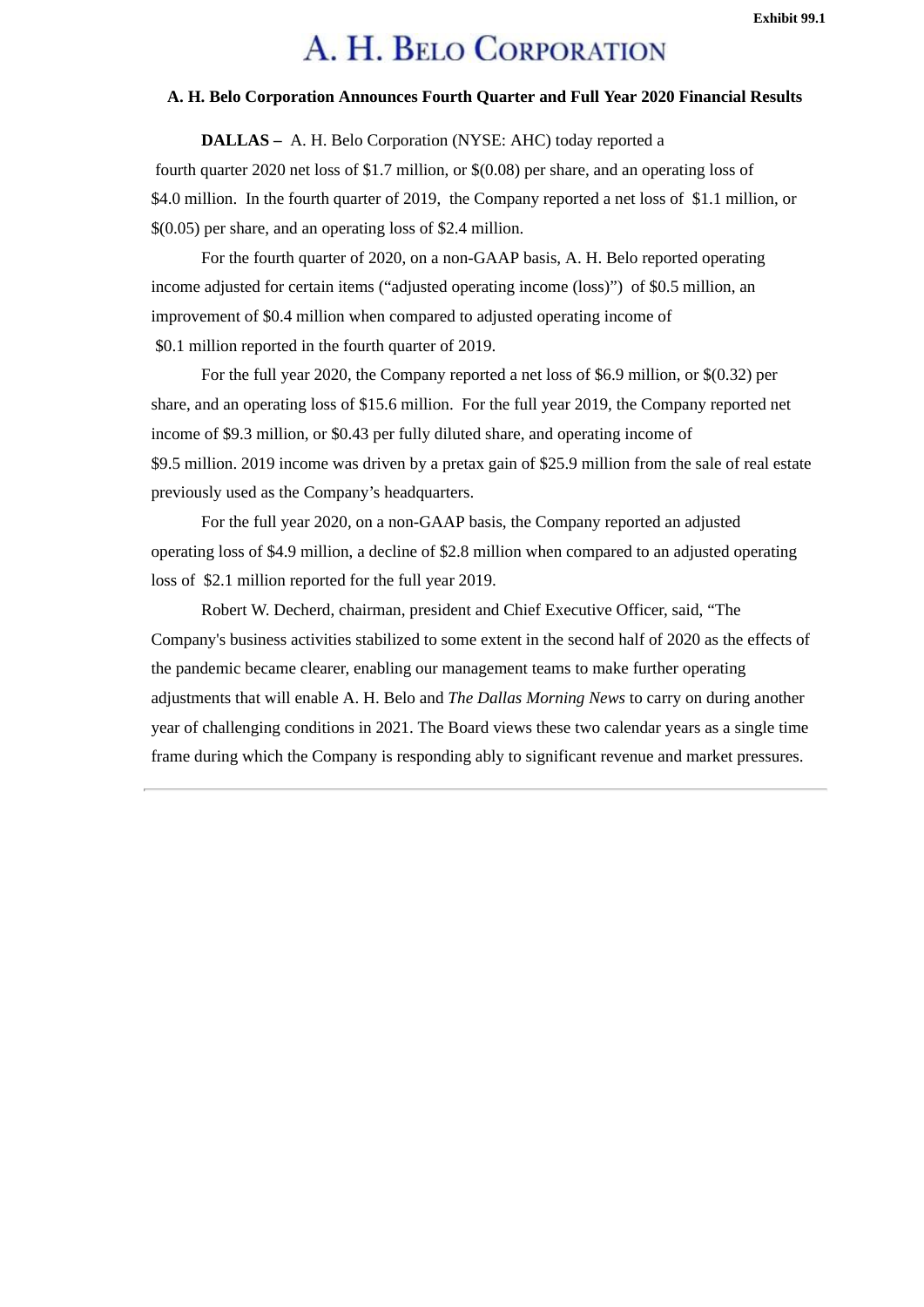Exhibit 99.1

# A. H. BELO CORPORATION

**A. H. Belo Corporation Announces Fourth Quarter and Full Year 2020 Financial Results**

**DALLAS –** A. H. Belo Corporation (NYSE: AHC) today reported a fourth quarter 2020 net loss of $1.7 million, or $(0.08) per share, and an operating loss of $4.0 million. In the fourth quarter of 2019, the Company reported a net loss of $1.1 million, or $(0.05) per share, and an operating loss of $2.4 million.

For the fourth quarter of 2020, on a non-GAAP basis, A. H. Belo reported operating income adjusted for certain items ("adjusted operating income (loss)") of $0.5 million, an improvement of $0.4 million when compared to adjusted operating income of $0.1 million reported in the fourth quarter of 2019.

For the full year 2020, the Company reported a net loss of $6.9 million, or $(0.32) per share, and an operating loss of $15.6 million. For the full year 2019, the Company reported net income of $9.3 million, or $0.43 per fully diluted share, and operating income of $9.5 million. 2019 income was driven by a pretax gain of $25.9 million from the sale of real estate previously used as the Company's headquarters.

For the full year 2020, on a non-GAAP basis, the Company reported an adjusted operating loss of $4.9 million, a decline of $2.8 million when compared to an adjusted operating loss of $2.1 million reported for the full year 2019.

Robert W. Decherd, chairman, president and Chief Executive Officer, said, "The Company's business activities stabilized to some extent in the second half of 2020 as the effects of the pandemic became clearer, enabling our management teams to make further operating adjustments that will enable A. H. Belo and *The Dallas Morning News* to carry on during another year of challenging conditions in 2021. The Board views these two calendar years as a single time frame during which the Company is responding ably to significant revenue and market pressures.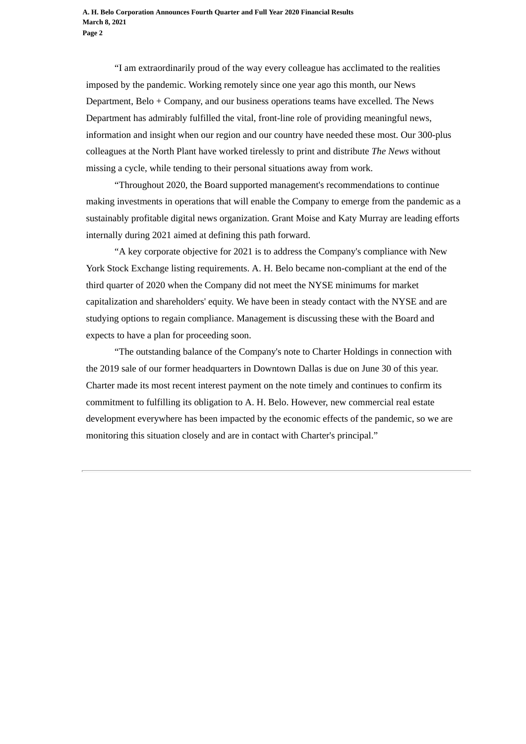"I am extraordinarily proud of the way every colleague has acclimated to the realities imposed by the pandemic. Working remotely since one year ago this month, our News Department, Belo + Company, and our business operations teams have excelled. The News Department has admirably fulfilled the vital, front-line role of providing meaningful news, information and insight when our region and our country have needed these most. Our 300-plus colleagues at the North Plant have worked tirelessly to print and distribute *The News* without missing a cycle, while tending to their personal situations away from work.

"Throughout 2020, the Board supported management's recommendations to continue making investments in operations that will enable the Company to emerge from the pandemic as a sustainably profitable digital news organization. Grant Moise and Katy Murray are leading efforts internally during 2021 aimed at defining this path forward.

"A key corporate objective for 2021 is to address the Company's compliance with New York Stock Exchange listing requirements. A. H. Belo became non-compliant at the end of the third quarter of 2020 when the Company did not meet the NYSE minimums for market capitalization and shareholders' equity. We have been in steady contact with the NYSE and are studying options to regain compliance. Management is discussing these with the Board and expects to have a plan for proceeding soon.

"The outstanding balance of the Company's note to Charter Holdings in connection with the 2019 sale of our former headquarters in Downtown Dallas is due on June 30 of this year. Charter made its most recent interest payment on the note timely and continues to confirm its commitment to fulfilling its obligation to A. H. Belo. However, new commercial real estate development everywhere has been impacted by the economic effects of the pandemic, so we are monitoring this situation closely and are in contact with Charter's principal."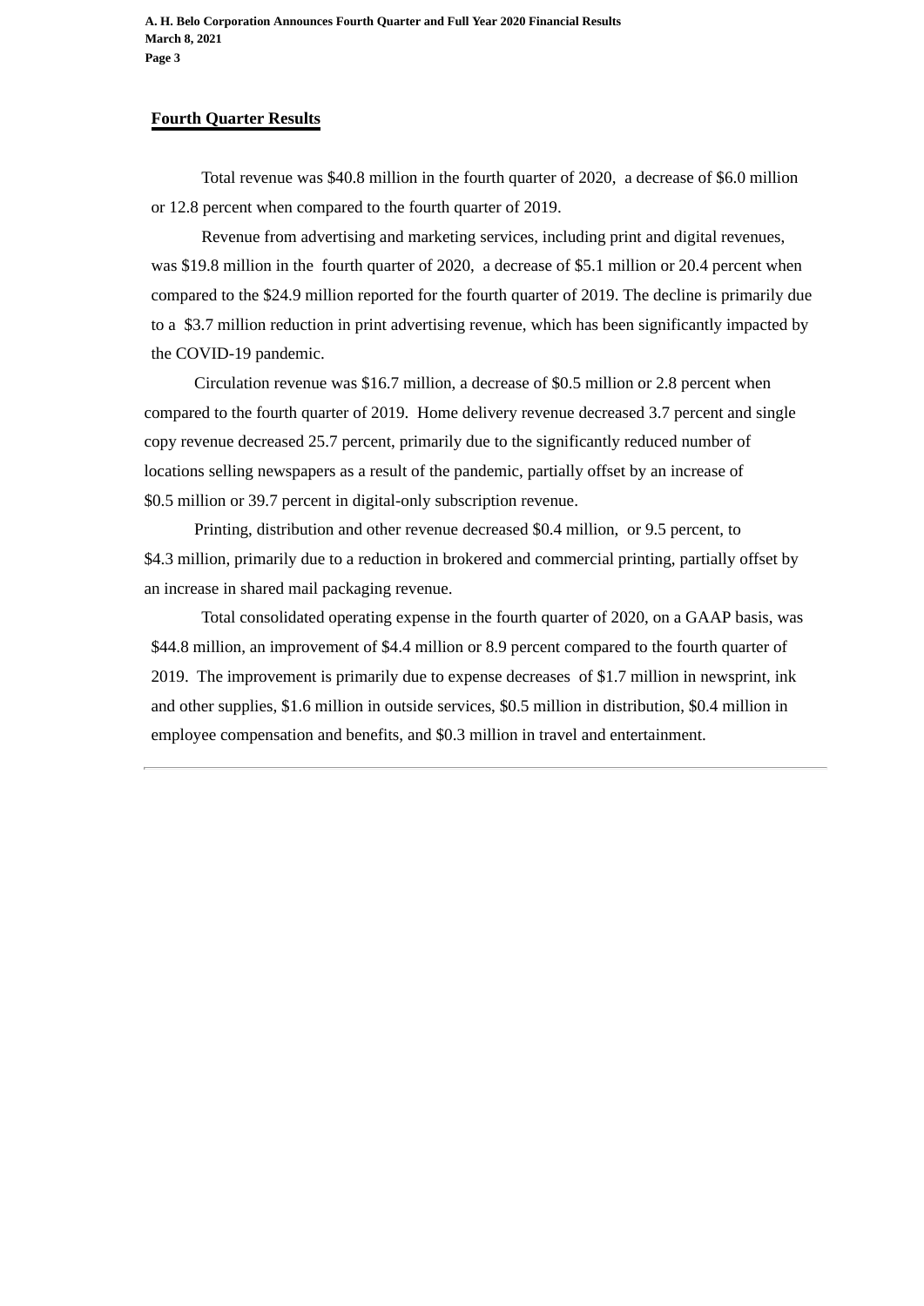## Fourth Quarter Results

Total revenue was $40.8 million in the fourth quarter of 2020, a decrease of $6.0 million or 12.8 percent when compared to the fourth quarter of 2019.

Revenue from advertising and marketing services, including print and digital revenues, was $19.8 million in the fourth quarter of 2020, a decrease of $5.1 million or 20.4 percent when compared to the $24.9 million reported for the fourth quarter of 2019. The decline is primarily due to a $3.7 million reduction in print advertising revenue, which has been significantly impacted by the COVID-19 pandemic.

Circulation revenue was $16.7 million, a decrease of $0.5 million or 2.8 percent when compared to the fourth quarter of 2019. Home delivery revenue decreased 3.7 percent and single copy revenue decreased 25.7 percent, primarily due to the significantly reduced number of locations selling newspapers as a result of the pandemic, partially offset by an increase of $0.5 million or 39.7 percent in digital-only subscription revenue.

Printing, distribution and other revenue decreased $0.4 million, or 9.5 percent, to $4.3 million, primarily due to a reduction in brokered and commercial printing, partially offset by an increase in shared mail packaging revenue.

Total consolidated operating expense in the fourth quarter of 2020, on a GAAP basis, was $44.8 million, an improvement of $4.4 million or 8.9 percent compared to the fourth quarter of 2019. The improvement is primarily due to expense decreases of $1.7 million in newsprint, ink and other supplies, $1.6 million in outside services, $0.5 million in distribution, $0.4 million in employee compensation and benefits, and $0.3 million in travel and entertainment.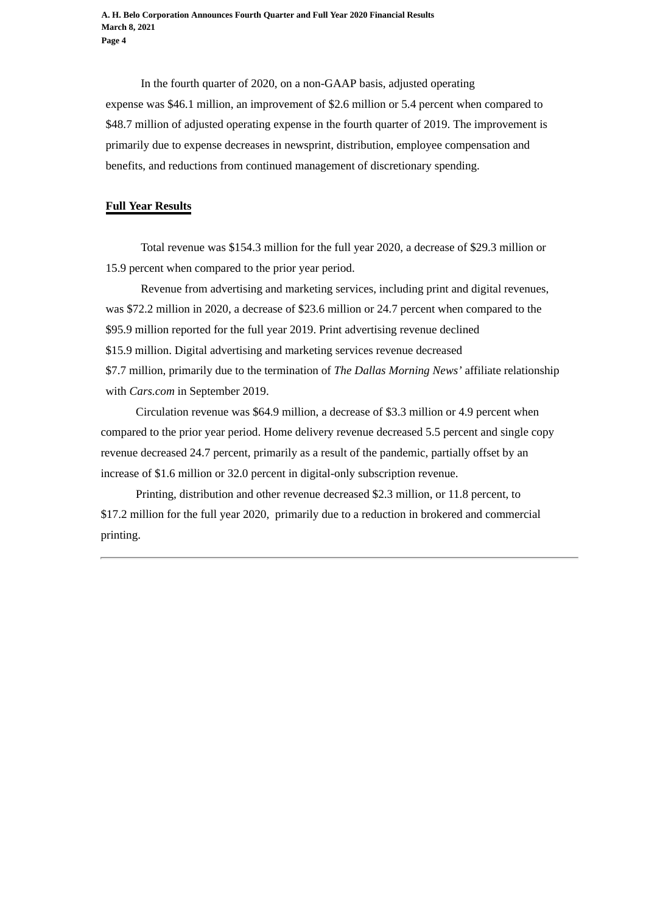In the fourth quarter of 2020, on a non-GAAP basis, adjusted operating expense was $46.1 million, an improvement of $2.6 million or 5.4 percent when compared to $48.7 million of adjusted operating expense in the fourth quarter of 2019. The improvement is primarily due to expense decreases in newsprint, distribution, employee compensation and benefits, and reductions from continued management of discretionary spending.

**Full Year Results**

Total revenue was $154.3 million for the full year 2020, a decrease of $29.3 million or 15.9 percent when compared to the prior year period.

Revenue from advertising and marketing services, including print and digital revenues, was $72.2 million in 2020, a decrease of $23.6 million or 24.7 percent when compared to the $95.9 million reported for the full year 2019. Print advertising revenue declined $15.9 million. Digital advertising and marketing services revenue decreased $7.7 million, primarily due to the termination of *The Dallas Morning News'* affiliate relationship with *Cars.com* in September 2019.

Circulation revenue was $64.9 million, a decrease of $3.3 million or 4.9 percent when compared to the prior year period. Home delivery revenue decreased 5.5 percent and single copy revenue decreased 24.7 percent, primarily as a result of the pandemic, partially offset by an increase of $1.6 million or 32.0 percent in digital-only subscription revenue.

Printing, distribution and other revenue decreased $2.3 million, or 11.8 percent, to $17.2 million for the full year 2020, primarily due to a reduction in brokered and commercial printing.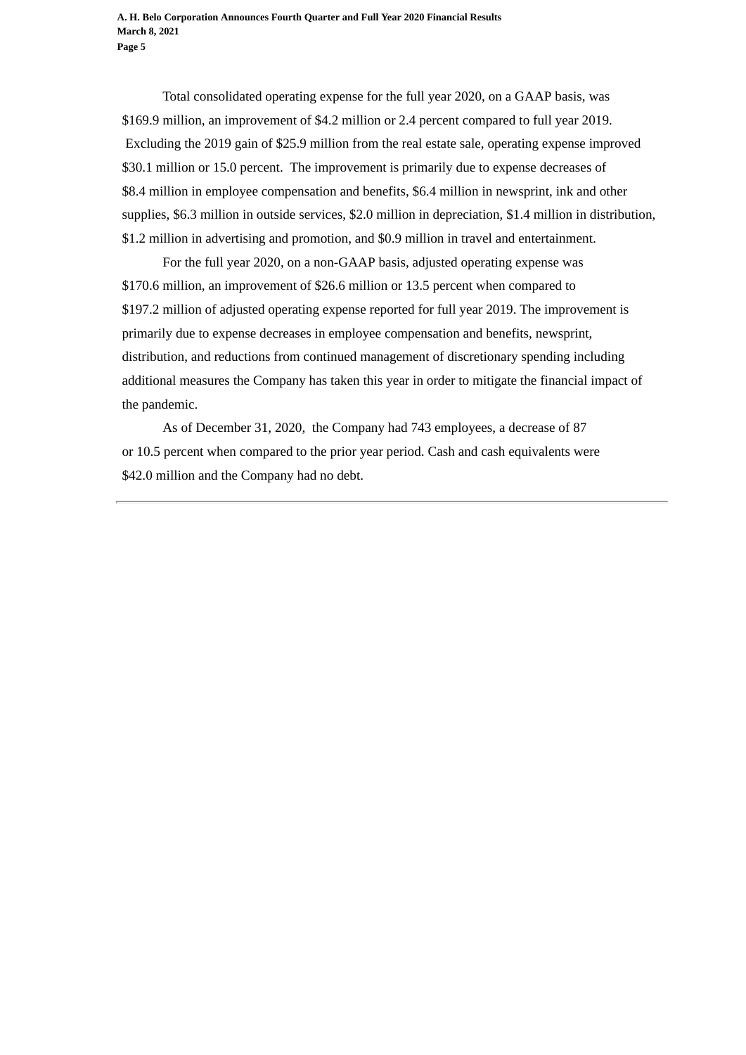Total consolidated operating expense for the full year 2020, on a GAAP basis, was $169.9 million, an improvement of $4.2 million or 2.4 percent compared to full year 2019. Excluding the 2019 gain of $25.9 million from the real estate sale, operating expense improved $30.1 million or 15.0 percent. The improvement is primarily due to expense decreases of $8.4 million in employee compensation and benefits, $6.4 million in newsprint, ink and other supplies, $6.3 million in outside services, $2.0 million in depreciation, $1.4 million in distribution, $1.2 million in advertising and promotion, and $0.9 million in travel and entertainment.

For the full year 2020, on a non-GAAP basis, adjusted operating expense was $170.6 million, an improvement of $26.6 million or 13.5 percent when compared to $197.2 million of adjusted operating expense reported for full year 2019. The improvement is primarily due to expense decreases in employee compensation and benefits, newsprint, distribution, and reductions from continued management of discretionary spending including additional measures the Company has taken this year in order to mitigate the financial impact of the pandemic.

As of December 31, 2020, the Company had 743 employees, a decrease of 87 or 10.5 percent when compared to the prior year period. Cash and cash equivalents were $42.0 million and the Company had no debt.

---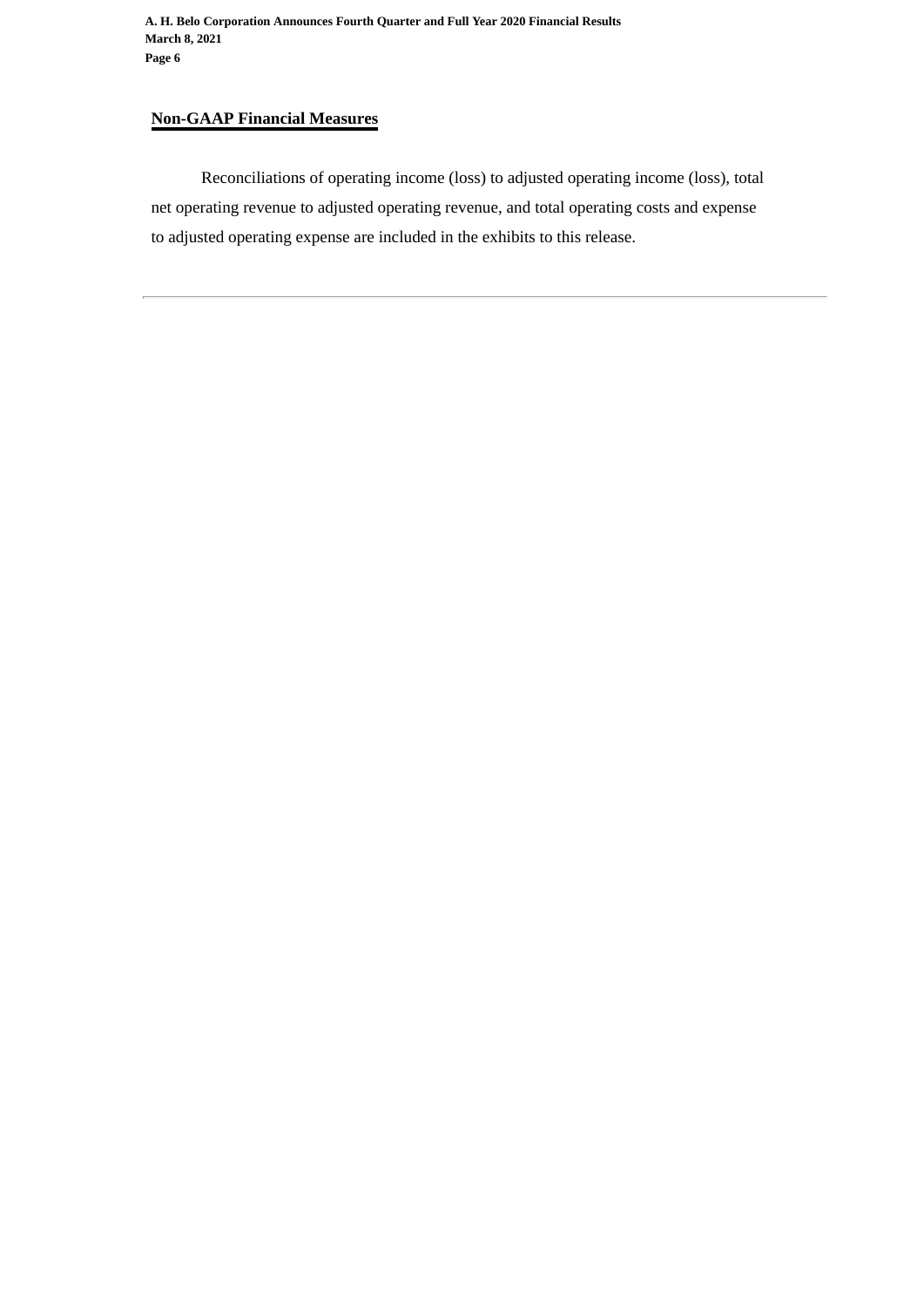## Non-GAAP Financial Measures

Reconciliations of operating income (loss) to adjusted operating income (loss), total net operating revenue to adjusted operating revenue, and total operating costs and expense to adjusted operating expense are included in the exhibits to this release.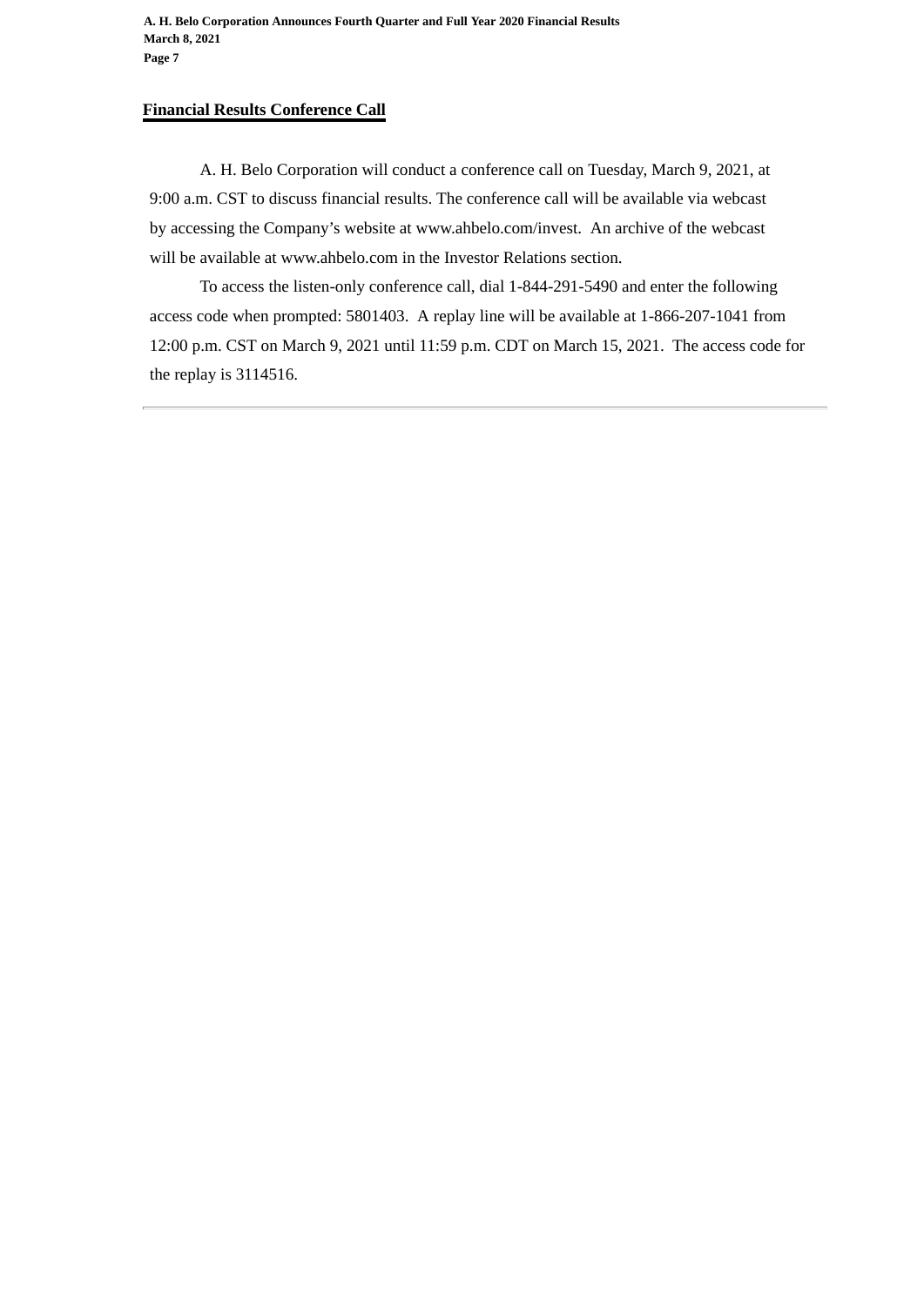## Financial Results Conference Call

A. H. Belo Corporation will conduct a conference call on Tuesday, March 9, 2021, at 9:00 a.m. CST to discuss financial results. The conference call will be available via webcast by accessing the Company's website at www.ahbelo.com/invest. An archive of the webcast will be available at www.ahbelo.com in the Investor Relations section.

To access the listen-only conference call, dial 1-844-291-5490 and enter the following access code when prompted: 5801403. A replay line will be available at 1-866-207-1041 from 12:00 p.m. CST on March 9, 2021 until 11:59 p.m. CDT on March 15, 2021. The access code for the replay is 3114516.

---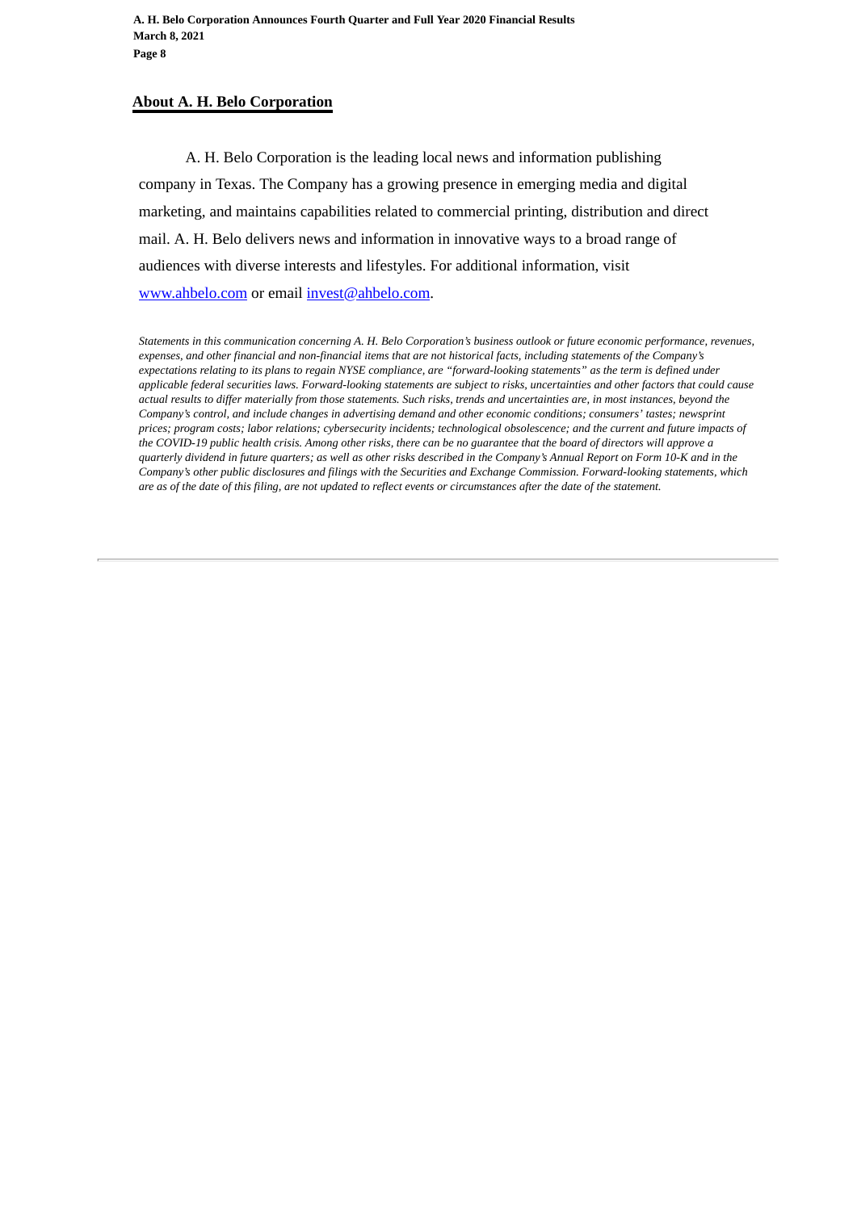## About A. H. Belo Corporation

A. H. Belo Corporation is the leading local news and information publishing company in Texas. The Company has a growing presence in emerging media and digital marketing, and maintains capabilities related to commercial printing, distribution and direct mail. A. H. Belo delivers news and information in innovative ways to a broad range of audiences with diverse interests and lifestyles. For additional information, visit www.ahbelo.com or email invest@ahbelo.com.

*Statements in this communication concerning A. H. Belo Corporation's business outlook or future economic performance, revenues, expenses, and other financial and non-financial items that are not historical facts, including statements of the Company's expectations relating to its plans to regain NYSE compliance, are "forward-looking statements" as the term is defined under applicable federal securities laws. Forward-looking statements are subject to risks, uncertainties and other factors that could cause actual results to differ materially from those statements. Such risks, trends and uncertainties are, in most instances, beyond the Company's control, and include changes in advertising demand and other economic conditions; consumers' tastes; newsprint prices; program costs; labor relations; cybersecurity incidents; technological obsolescence; and the current and future impacts of the COVID-19 public health crisis. Among other risks, there can be no guarantee that the board of directors will approve a quarterly dividend in future quarters; as well as other risks described in the Company's Annual Report on Form 10-K and in the Company's other public disclosures and filings with the Securities and Exchange Commission. Forward-looking statements, which are as of the date of this filing, are not updated to reflect events or circumstances after the date of the statement.*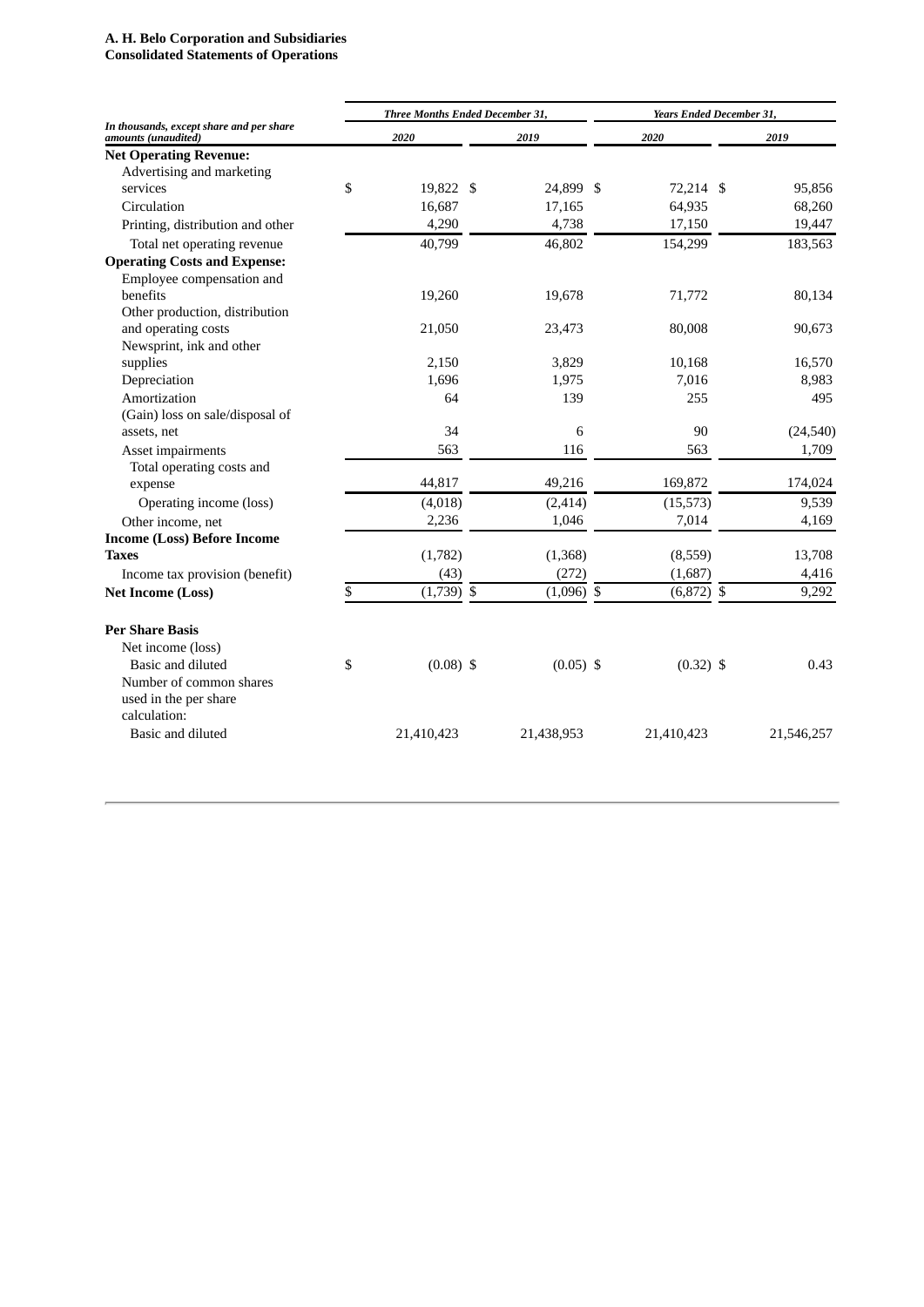**A. H. Belo Corporation and Subsidiaries**
**Consolidated Statements of Operations**

| *In thousands, except share and per share amounts (unaudited)* | *Three Months Ended December 31,* | | *Years Ended December 31,* | |
|---|---|---|---|---|
| | *2020* | *2019* | *2020* | *2019* |
| **Net Operating Revenue:** | | | | |
| Advertising and marketing services | $ 19,822 | $ 24,899 | $ 72,214 | $ 95,856 |
| Circulation | 16,687 | 17,165 | 64,935 | 68,260 |
| Printing, distribution and other | 4,290 | 4,738 | 17,150 | 19,447 |
| Total net operating revenue | 40,799 | 46,802 | 154,299 | 183,563 |
| **Operating Costs and Expense:** | | | | |
| Employee compensation and benefits | 19,260 | 19,678 | 71,772 | 80,134 |
| Other production, distribution and operating costs | 21,050 | 23,473 | 80,008 | 90,673 |
| Newsprint, ink and other supplies | 2,150 | 3,829 | 10,168 | 16,570 |
| Depreciation | 1,696 | 1,975 | 7,016 | 8,983 |
| Amortization | 64 | 139 | 255 | 495 |
| (Gain) loss on sale/disposal of assets, net | 34 | 6 | 90 | (24,540) |
| Asset impairments | 563 | 116 | 563 | 1,709 |
| Total operating costs and expense | 44,817 | 49,216 | 169,872 | 174,024 |
| Operating income (loss) | (4,018) | (2,414) | (15,573) | 9,539 |
| Other income, net | 2,236 | 1,046 | 7,014 | 4,169 |
| **Income (Loss) Before Income Taxes** | (1,782) | (1,368) | (8,559) | 13,708 |
| Income tax provision (benefit) | (43) | (272) | (1,687) | 4,416 |
| **Net Income (Loss)** | $ (1,739) | $ (1,096) | $ (6,872) | $ 9,292 |
| | | | | |
| **Per Share Basis** | | | | |
| Net income (loss) | | | | |
| Basic and diluted | $ (0.08) | $ (0.05) | $ (0.32) | $ 0.43 |
| Number of common shares used in the per share calculation: | | | | |
| Basic and diluted | 21,410,423 | 21,438,953 | 21,410,423 | 21,546,257 |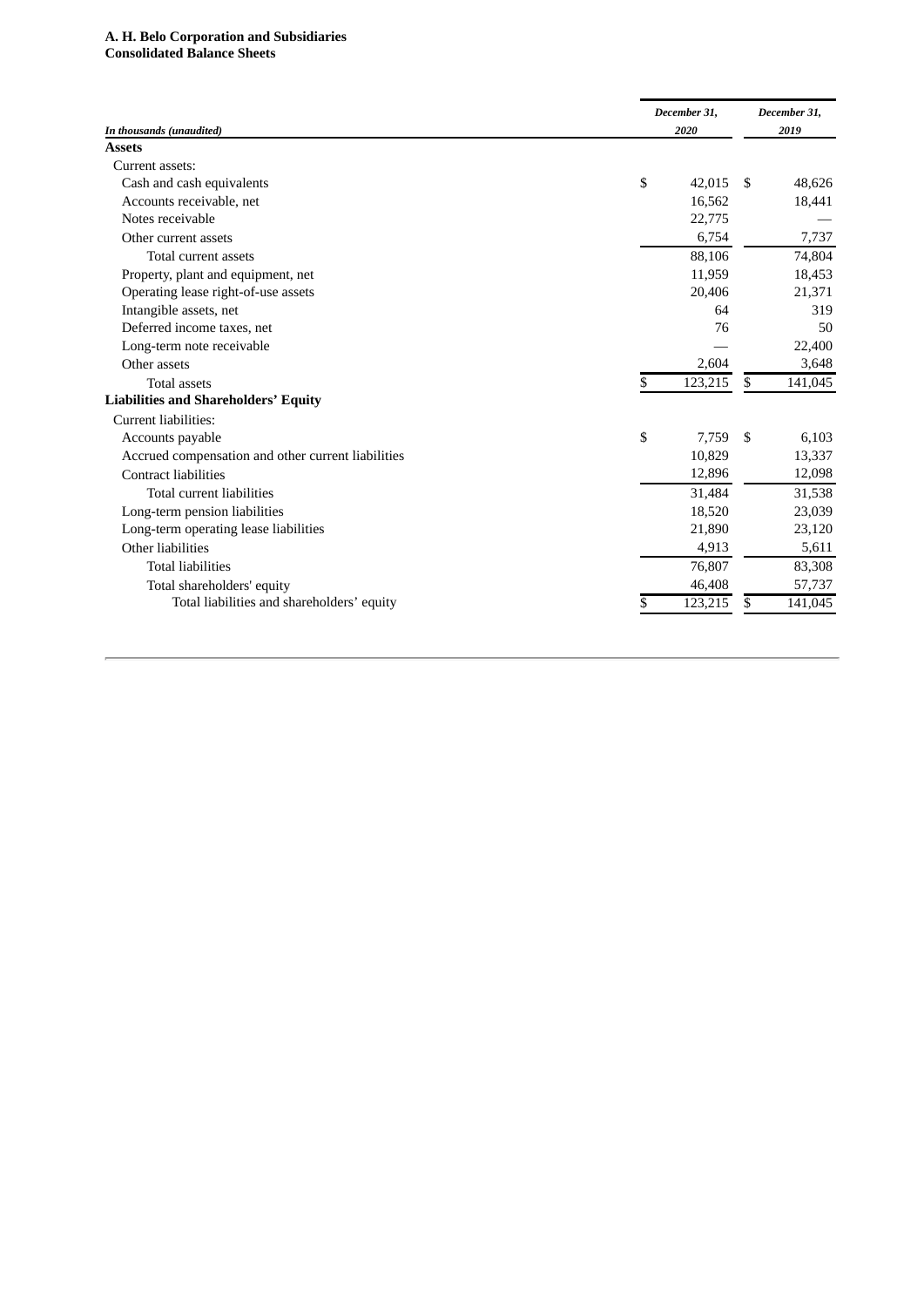**A. H. Belo Corporation and Subsidiaries**
**Consolidated Balance Sheets**

| *In thousands (unaudited)* | *December 31, 2020* | *December 31, 2019* |
|---|---|---|
| **Assets** | | |
| Current assets: | | |
| Cash and cash equivalents | $ 42,015 | $ 48,626 |
| Accounts receivable, net | 16,562 | 18,441 |
| Notes receivable | 22,775 | — |
| Other current assets | 6,754 | 7,737 |
| Total current assets | 88,106 | 74,804 |
| Property, plant and equipment, net | 11,959 | 18,453 |
| Operating lease right-of-use assets | 20,406 | 21,371 |
| Intangible assets, net | 64 | 319 |
| Deferred income taxes, net | 76 | 50 |
| Long-term note receivable | — | 22,400 |
| Other assets | 2,604 | 3,648 |
| Total assets | $ 123,215 | $ 141,045 |
| **Liabilities and Shareholders' Equity** | | |
| Current liabilities: | | |
| Accounts payable | $ 7,759 | $ 6,103 |
| Accrued compensation and other current liabilities | 10,829 | 13,337 |
| Contract liabilities | 12,896 | 12,098 |
| Total current liabilities | 31,484 | 31,538 |
| Long-term pension liabilities | 18,520 | 23,039 |
| Long-term operating lease liabilities | 21,890 | 23,120 |
| Other liabilities | 4,913 | 5,611 |
| Total liabilities | 76,807 | 83,308 |
| Total shareholders' equity | 46,408 | 57,737 |
| Total liabilities and shareholders' equity | $ 123,215 | $ 141,045 |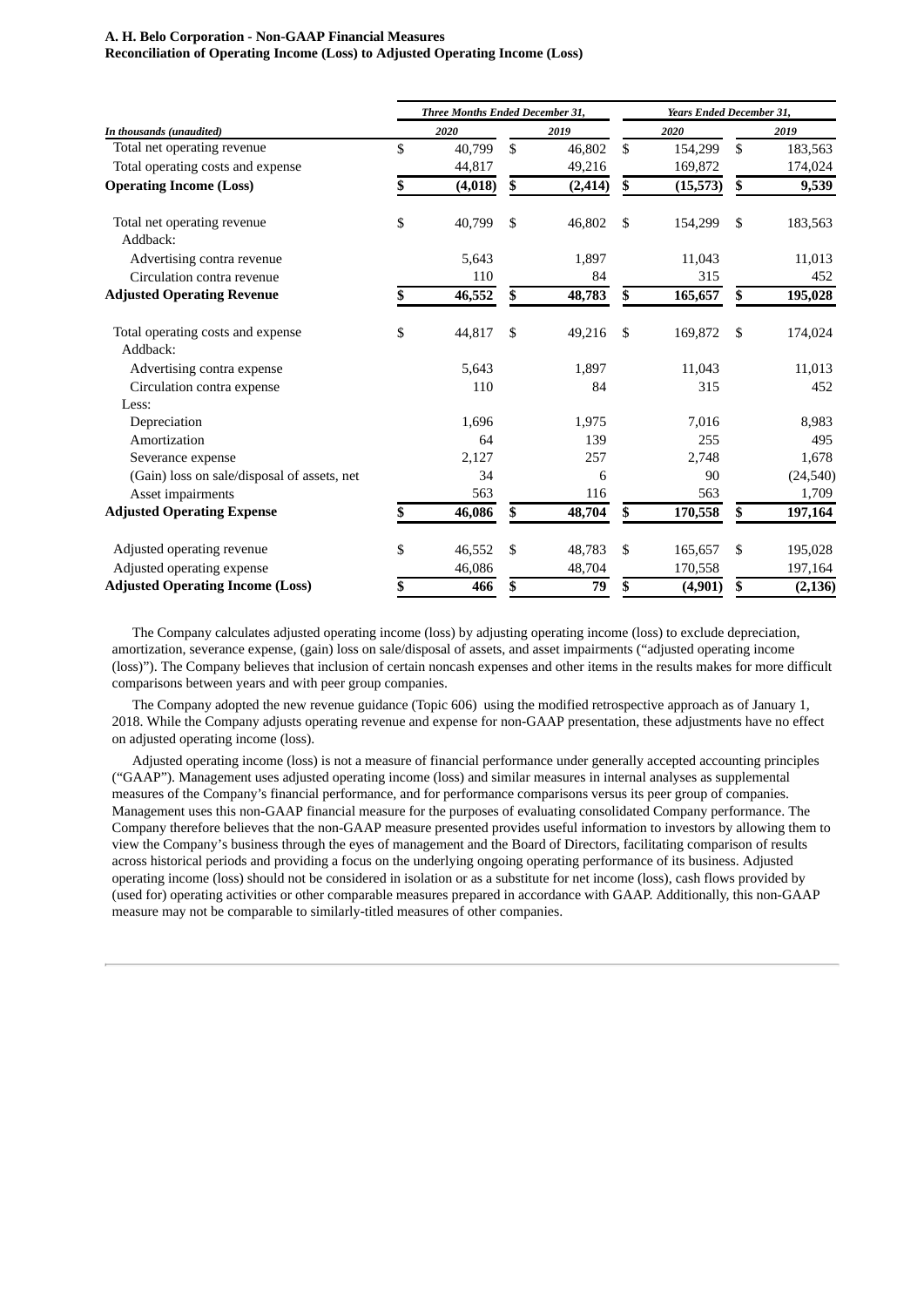**A. H. Belo Corporation - Non-GAAP Financial Measures**
**Reconciliation of Operating Income (Loss) to Adjusted Operating Income (Loss)**

| | *Three Months Ended December 31,* | | *Years Ended December 31,* | |
|---|---|---|---|---|
| *In thousands (unaudited)* | *2020* | *2019* | *2020* | *2019* |
| Total net operating revenue | $ 40,799 | $ 46,802 | $ 154,299 | $ 183,563 |
| Total operating costs and expense | 44,817 | 49,216 | 169,872 | 174,024 |
| **Operating Income (Loss)** | **$ (4,018)** | **$ (2,414)** | **$ (15,573)** | **$ 9,539** |
| | | | | |
| Total net operating revenue | $ 40,799 | $ 46,802 | $ 154,299 | $ 183,563 |
| Addback: | | | | |
| Advertising contra revenue | 5,643 | 1,897 | 11,043 | 11,013 |
| Circulation contra revenue | 110 | 84 | 315 | 452 |
| **Adjusted Operating Revenue** | **$ 46,552** | **$ 48,783** | **$ 165,657** | **$ 195,028** |
| | | | | |
| Total operating costs and expense | $ 44,817 | $ 49,216 | $ 169,872 | $ 174,024 |
| Addback: | | | | |
| Advertising contra expense | 5,643 | 1,897 | 11,043 | 11,013 |
| Circulation contra expense | 110 | 84 | 315 | 452 |
| Less: | | | | |
| Depreciation | 1,696 | 1,975 | 7,016 | 8,983 |
| Amortization | 64 | 139 | 255 | 495 |
| Severance expense | 2,127 | 257 | 2,748 | 1,678 |
| (Gain) loss on sale/disposal of assets, net | 34 | 6 | 90 | (24,540) |
| Asset impairments | 563 | 116 | 563 | 1,709 |
| **Adjusted Operating Expense** | **$ 46,086** | **$ 48,704** | **$ 170,558** | **$ 197,164** |
| | | | | |
| Adjusted operating revenue | $ 46,552 | $ 48,783 | $ 165,657 | $ 195,028 |
| Adjusted operating expense | 46,086 | 48,704 | 170,558 | 197,164 |
| **Adjusted Operating Income (Loss)** | **$ 466** | **$ 79** | **$ (4,901)** | **$ (2,136)** |

The Company calculates adjusted operating income (loss) by adjusting operating income (loss) to exclude depreciation, amortization, severance expense, (gain) loss on sale/disposal of assets, and asset impairments ("adjusted operating income (loss)"). The Company believes that inclusion of certain noncash expenses and other items in the results makes for more difficult comparisons between years and with peer group companies.

The Company adopted the new revenue guidance (Topic 606) using the modified retrospective approach as of January 1, 2018. While the Company adjusts operating revenue and expense for non-GAAP presentation, these adjustments have no effect on adjusted operating income (loss).

Adjusted operating income (loss) is not a measure of financial performance under generally accepted accounting principles ("GAAP"). Management uses adjusted operating income (loss) and similar measures in internal analyses as supplemental measures of the Company's financial performance, and for performance comparisons versus its peer group of companies. Management uses this non-GAAP financial measure for the purposes of evaluating consolidated Company performance. The Company therefore believes that the non-GAAP measure presented provides useful information to investors by allowing them to view the Company's business through the eyes of management and the Board of Directors, facilitating comparison of results across historical periods and providing a focus on the underlying ongoing operating performance of its business. Adjusted operating income (loss) should not be considered in isolation or as a substitute for net income (loss), cash flows provided by (used for) operating activities or other comparable measures prepared in accordance with GAAP. Additionally, this non-GAAP measure may not be comparable to similarly-titled measures of other companies.